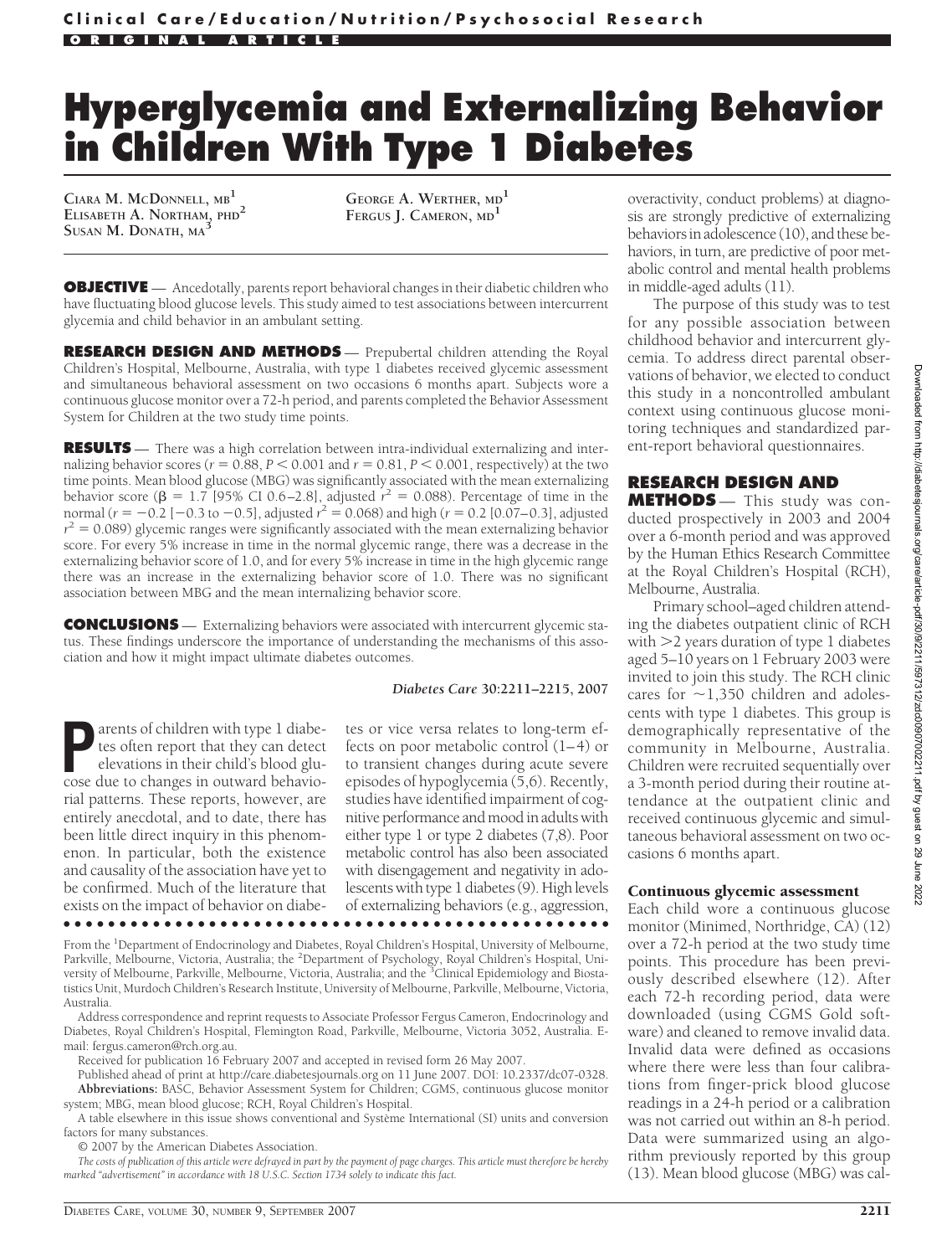# Hyperglycemia and Externalizing Behavior in Children With Type 1 Diabetes

**CIARA M. MCDONNELL, MB[1]**
**ELISABETH A. NORTHAM, PHD[2]**
**SUSAN M. DONATH, MA[3]**
**GEORGE A. WERTHER, MD[1]**
**FERGUS J. CAMERON, MD[1]**

**OBJECTIVE** — Ancedotally, parents report behavioral changes in their diabetic children who have fluctuating blood glucose levels. This study aimed to test associations between intercurrent glycemia and child behavior in an ambulant setting.

**RESEARCH DESIGN AND METHODS** — Prepubertal children attending the Royal Children's Hospital, Melbourne, Australia, with type 1 diabetes received glycemic assessment and simultaneous behavioral assessment on two occasions 6 months apart. Subjects wore a continuous glucose monitor over a 72-h period, and parents completed the Behavior Assessment System for Children at the two study time points.

**RESULTS** — There was a high correlation between intra-individual externalizing and internalizing behavior scores ($r = 0.88$, $P < 0.001$ and $r = 0.81$, $P < 0.001$, respectively) at the two time points. Mean blood glucose (MBG) was significantly associated with the mean externalizing behavior score ($\beta = 1.7$ [95% CI 0.6–2.8], adjusted $r^2 = 0.088$). Percentage of time in the normal ($r = -0.2$ [−0.3 to −0.5], adjusted $r^2 = 0.068$) and high ($r = 0.2$ [0.07–0.3], adjusted $r^2 = 0.089$) glycemic ranges were significantly associated with the mean externalizing behavior score. For every 5% increase in time in the normal glycemic range, there was a decrease in the externalizing behavior score of 1.0, and for every 5% increase in time in the high glycemic range there was an increase in the externalizing behavior score of 1.0. There was no significant association between MBG and the mean internalizing behavior score.

**CONCLUSIONS** — Externalizing behaviors were associated with intercurrent glycemic status. These findings underscore the importance of understanding the mechanisms of this association and how it might impact ultimate diabetes outcomes.

*Diabetes Care* **30:2211–2215, 2007**

Parents of children with type 1 diabetes often report that they can detect elevations in their child's blood glucose due to changes in outward behaviorial patterns. These reports, however, are entirely anecdotal, and to date, there has been little direct inquiry in this phenomenon. In particular, both the existence and causality of the association have yet to be confirmed. Much of the literature that exists on the impact of behavior on diabetes or vice versa relates to long-term effects on poor metabolic control (1–4) or to transient changes during acute severe episodes of hypoglycemia (5,6). Recently, studies have identified impairment of cognitive performance and mood in adults with either type 1 or type 2 diabetes (7,8). Poor metabolic control has also been associated with disengagement and negativity in adolescents with type 1 diabetes (9). High levels of externalizing behaviors (e.g., aggression, overactivity, conduct problems) at diagnosis are strongly predictive of externalizing behaviors in adolescence (10), and these behaviors, in turn, are predictive of poor metabolic control and mental health problems in middle-aged adults (11).

The purpose of this study was to test for any possible association between childhood behavior and intercurrent glycemia. To address direct parental observations of behavior, we elected to conduct this study in a noncontrolled ambulant context using continuous glucose monitoring techniques and standardized parent-report behavioral questionnaires.

## RESEARCH DESIGN AND METHODS

This study was conducted prospectively in 2003 and 2004 over a 6-month period and was approved by the Human Ethics Research Committee at the Royal Children's Hospital (RCH), Melbourne, Australia.

Primary school–aged children attending the diabetes outpatient clinic of RCH with >2 years duration of type 1 diabetes aged 5–10 years on 1 February 2003 were invited to join this study. The RCH clinic cares for ~1,350 children and adolescents with type 1 diabetes. This group is demographically representative of the community in Melbourne, Australia. Children were recruited sequentially over a 3-month period during their routine attendance at the outpatient clinic and received continuous glycemic and simultaneous behavioral assessment on two occasions 6 months apart.

### Continuous glycemic assessment

Each child wore a continuous glucose monitor (Minimed, Northridge, CA) (12) over a 72-h period at the two study time points. This procedure has been previously described elsewhere (12). After each 72-h recording period, data were downloaded (using CGMS Gold software) and cleaned to remove invalid data. Invalid data were defined as occasions where there were less than four calibrations from finger-prick blood glucose readings in a 24-h period or a calibration was not carried out within an 8-h period. Data were summarized using an algorithm previously reported by this group (13). Mean blood glucose (MBG) was cal-

From the [1]Department of Endocrinology and Diabetes, Royal Children's Hospital, University of Melbourne, Parkville, Melbourne, Victoria, Australia; the [2]Department of Psychology, Royal Children's Hospital, University of Melbourne, Parkville, Melbourne, Victoria, Australia; and the [3]Clinical Epidemiology and Biostatistics Unit, Murdoch Children's Research Institute, University of Melbourne, Parkville, Melbourne, Victoria, Australia.

Address correspondence and reprint requests to Associate Professor Fergus Cameron, Endocrinology and Diabetes, Royal Children's Hospital, Flemington Road, Parkville, Melbourne, Victoria 3052, Australia. E-mail: fergus.cameron@rch.org.au.

Received for publication 16 February 2007 and accepted in revised form 26 May 2007.

Published ahead of print at http://care.diabetesjournals.org on 11 June 2007. DOI: 10.2337/dc07-0328.

**Abbreviations:** BASC, Behavior Assessment System for Children; CGMS, continuous glucose monitor system; MBG, mean blood glucose; RCH, Royal Children's Hospital.

A table elsewhere in this issue shows conventional and Système International (SI) units and conversion factors for many substances.

© 2007 by the American Diabetes Association.

*The costs of publication of this article were defrayed in part by the payment of page charges. This article must therefore be hereby marked "advertisement" in accordance with 18 U.S.C. Section 1734 solely to indicate this fact.*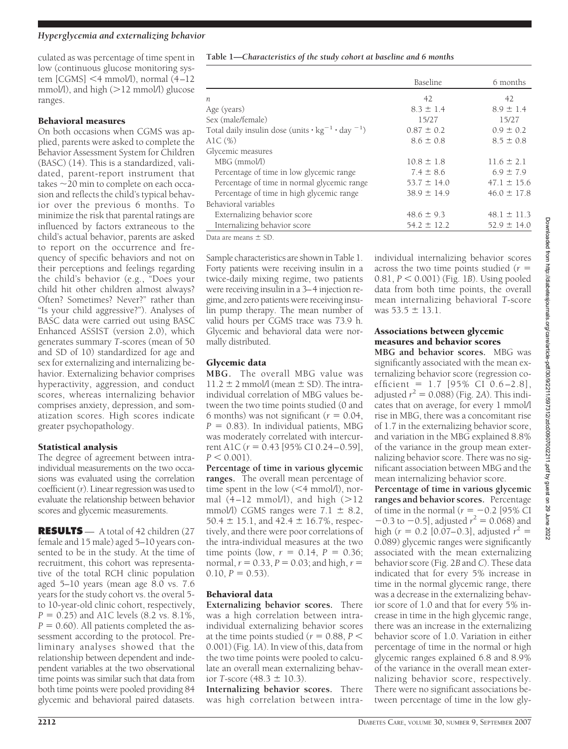culated as was percentage of time spent in low (continuous glucose monitoring system [CGMS] <4 mmol/l), normal (4–12 mmol/l), and high (>12 mmol/l) glucose ranges.

### Behavioral measures

On both occasions when CGMS was applied, parents were asked to complete the Behavior Assessment System for Children (BASC) (14). This is a standardized, validated, parent-report instrument that takes ~20 min to complete on each occasion and reflects the child's typical behavior over the previous 6 months. To minimize the risk that parental ratings are influenced by factors extraneous to the child's actual behavior, parents are asked to report on the occurrence and frequency of specific behaviors and not on their perceptions and feelings regarding the child's behavior (e.g., "Does your child hit other children almost always? Often? Sometimes? Never?" rather than "Is your child aggressive?"). Analyses of BASC data were carried out using BASC Enhanced ASSIST (version 2.0), which generates summary *T*-scores (mean of 50 and SD of 10) standardized for age and sex for externalizing and internalizing behavior. Externalizing behavior comprises hyperactivity, aggression, and conduct scores, whereas internalizing behavior comprises anxiety, depression, and somatization scores. High scores indicate greater psychopathology.

### Statistical analysis

The degree of agreement between intra-individual measurements on the two occasions was evaluated using the correlation coefficient (*r*). Linear regression was used to evaluate the relationship between behavior scores and glycemic measurements.

## RESULTS

A total of 42 children (27 female and 15 male) aged 5–10 years consented to be in the study. At the time of recruitment, this cohort was representative of the total RCH clinic population aged 5–10 years (mean age 8.0 vs. 7.6 years for the study cohort vs. the overall 5- to 10-year-old clinic cohort, respectively, $P = 0.25$) and A1C levels (8.2 vs. 8.1%, $P = 0.60$). All patients completed the assessment according to the protocol. Preliminary analyses showed that the relationship between dependent and independent variables at the two observational time points was similar such that data from both time points were pooled providing 84 glycemic and behavioral paired datasets.

**Table 1—*Characteristics of the study cohort at baseline and 6 months***

| | Baseline | 6 months |
|---|---|---|
| *n* | 42 | 42 |
| Age (years) | 8.3 ± 1.4 | 8.9 ± 1.4 |
| Sex (male/female) | 15/27 | 15/27 |
| Total daily insulin dose (units · $kg^{-1}$ · $day^{-1}$) | 0.87 ± 0.2 | 0.9 ± 0.2 |
| A1C (%) | 8.6 ± 0.8 | 8.5 ± 0.8 |
| Glycemic measures | | |
| MBG (mmol/l) | 10.8 ± 1.8 | 11.6 ± 2.1 |
| Percentage of time in low glycemic range | 7.4 ± 8.6 | 6.9 ± 7.9 |
| Percentage of time in normal glycemic range | 53.7 ± 14.0 | 47.1 ± 15.6 |
| Percentage of time in high glycemic range | 38.9 ± 14.9 | 46.0 ± 17.8 |
| Behavioral variables | | |
| Externalizing behavior score | 48.6 ± 9.3 | 48.1 ± 11.3 |
| Internalizing behavior score | 54.2 ± 12.2 | 52.9 ± 14.0 |

Data are means ± SD.

Sample characteristics are shown in Table 1. Forty patients were receiving insulin in a twice-daily mixing regime, two patients were receiving insulin in a 3–4 injection regime, and zero patients were receiving insulin pump therapy. The mean number of valid hours per CGMS trace was 73.9 h. Glycemic and behavioral data were normally distributed.

### Glycemic data

**MBG.** The overall MBG value was 11.2 ± 2 mmol/l (mean ± SD). The intra-individual correlation of MBG values between the two time points studied (0 and 6 months) was not significant ($r = 0.04$, $P = 0.83$). In individual patients, MBG was moderately correlated with intercurrent A1C ($r = 0.43$ [95% CI 0.24–0.59], $P < 0.001$).

**Percentage of time in various glycemic ranges.** The overall mean percentage of time spent in the low (<4 mmol/l), normal (4–12 mmol/l), and high (>12 mmol/l) CGMS ranges were 7.1 ± 8.2, 50.4 ± 15.1, and 42.4 ± 16.7%, respectively, and there were poor correlations of the intra-individual measures at the two time points (low, $r = 0.14$, $P = 0.36$; normal, $r = 0.33$, $P = 0.03$; and high, $r = 0.10$, $P = 0.53$).

### Behavioral data

**Externalizing behavior scores.** There was a high correlation between intra-individual externalizing behavior scores at the time points studied ($r = 0.88$, $P < 0.001$) (Fig. 1*A*). In view of this, data from the two time points were pooled to calculate an overall mean externalizing behavior *T*-score (48.3 ± 10.3).

**Internalizing behavior scores.** There was high correlation between intra-individual internalizing behavior scores across the two time points studied ($r = 0.81$, $P < 0.001$) (Fig. 1*B*). Using pooled data from both time points, the overall mean internalizing behavioral *T*-score was 53.5 ± 13.1.

### Associations between glycemic measures and behavior scores

**MBG and behavior scores.** MBG was significantly associated with the mean externalizing behavior score (regression coefficient = 1.7 [95% CI 0.6–2.8], adjusted $r^2 = 0.088$) (Fig. 2*A*). This indicates that on average, for every 1 mmol/l rise in MBG, there was a concomitant rise of 1.7 in the externalizing behavior score, and variation in the MBG explained 8.8% of the variance in the group mean externalizing behavior score. There was no significant association between MBG and the mean internalizing behavior score.

**Percentage of time in various glycemic ranges and behavior scores.** Percentage of time in the normal ($r = -0.2$ [95% CI −0.3 to −0.5], adjusted $r^2 = 0.068$) and high ($r = 0.2$ [0.07–0.3], adjusted $r^2 = 0.089$) glycemic ranges were significantly associated with the mean externalizing behavior score (Fig. 2*B* and *C*). These data indicated that for every 5% increase in time in the normal glycemic range, there was a decrease in the externalizing behavior score of 1.0 and that for every 5% increase in time in the high glycemic range, there was an increase in the externalizing behavior score of 1.0. Variation in either percentage of time in the normal or high glycemic ranges explained 6.8 and 8.9% of the variance in the overall mean externalizing behavior score, respectively. There were no significant associations between percentage of time in the low gly-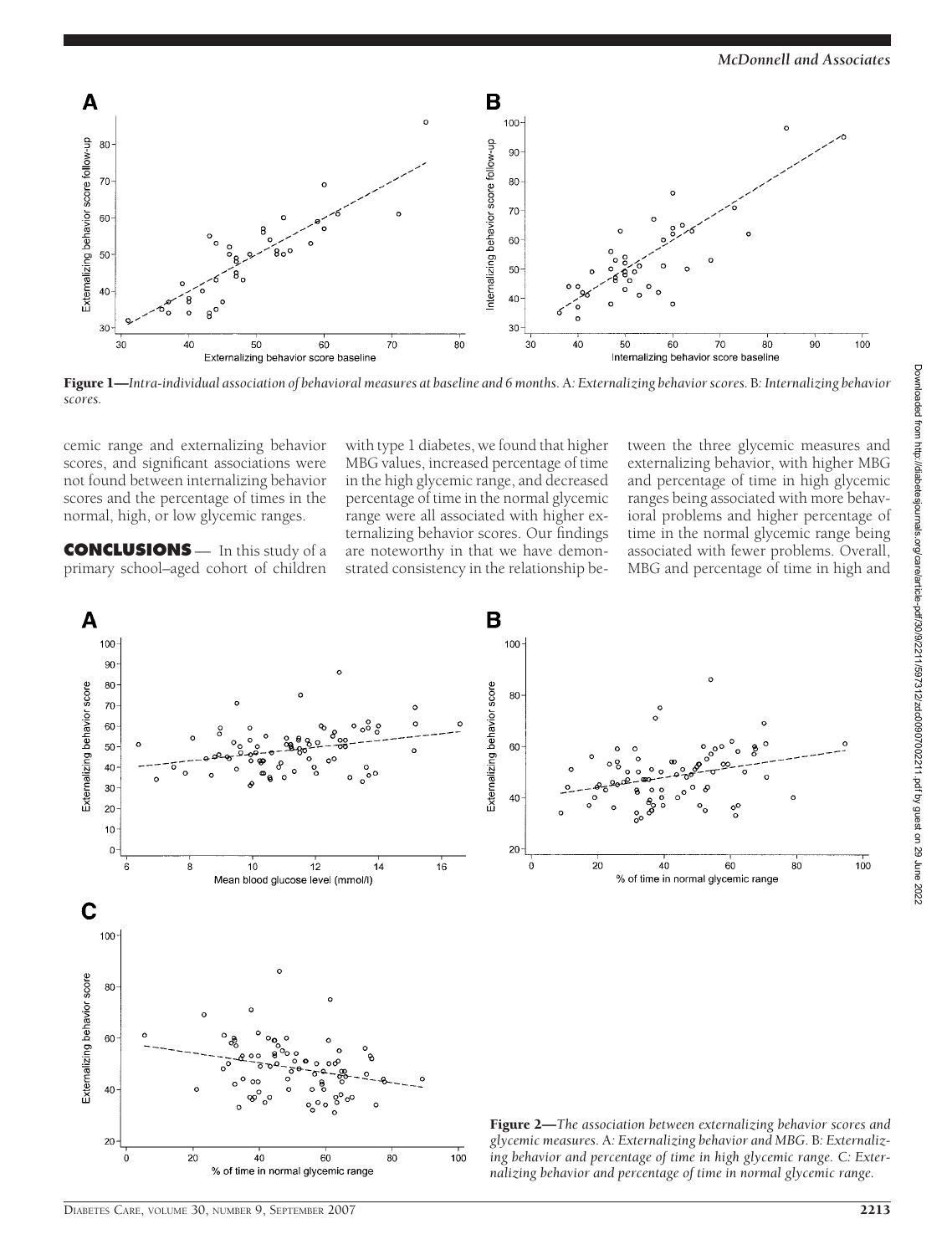**Figure 1**—*Intra-individual association of behavioral measures at baseline and 6 months.* A: *Externalizing behavior scores.* B: *Internalizing behavior scores.*

cemic range and externalizing behavior scores, and significant associations were not found between internalizing behavior scores and the percentage of times in the normal, high, or low glycemic ranges.

**CONCLUSIONS** — In this study of a primary school–aged cohort of children with type 1 diabetes, we found that higher MBG values, increased percentage of time in the high glycemic range, and decreased percentage of time in the normal glycemic range were all associated with higher externalizing behavior scores. Our findings are noteworthy in that we have demonstrated consistency in the relationship between the three glycemic measures and externalizing behavior, with higher MBG and percentage of time in high glycemic ranges being associated with more behavioral problems and higher percentage of time in the normal glycemic range being associated with fewer problems. Overall, MBG and percentage of time in high and

**Figure 2**—*The association between externalizing behavior scores and glycemic measures.* A: *Externalizing behavior and MBG.* B: *Externalizing behavior and percentage of time in high glycemic range.* C: *Externalizing behavior and percentage of time in normal glycemic range.*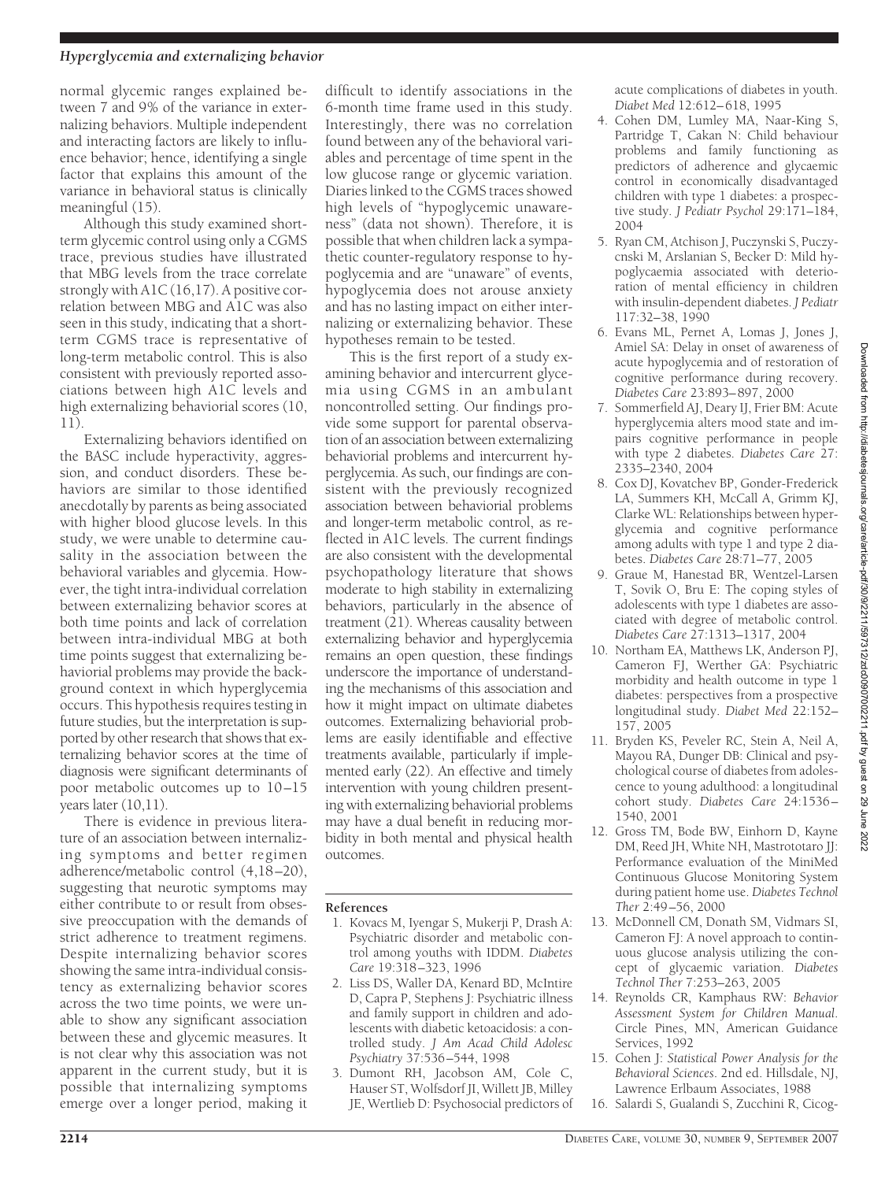normal glycemic ranges explained between 7 and 9% of the variance in externalizing behaviors. Multiple independent and interacting factors are likely to influence behavior; hence, identifying a single factor that explains this amount of the variance in behavioral status is clinically meaningful (15).

Although this study examined short-term glycemic control using only a CGMS trace, previous studies have illustrated that MBG levels from the trace correlate strongly with A1C (16,17). A positive correlation between MBG and A1C was also seen in this study, indicating that a short-term CGMS trace is representative of long-term metabolic control. This is also consistent with previously reported associations between high A1C levels and high externalizing behaviorial scores (10, 11).

Externalizing behaviors identified on the BASC include hyperactivity, aggression, and conduct disorders. These behaviors are similar to those identified anecdotally by parents as being associated with higher blood glucose levels. In this study, we were unable to determine causality in the association between the behavioral variables and glycemia. However, the tight intra-individual correlation between externalizing behavior scores at both time points and lack of correlation between intra-individual MBG at both time points suggest that externalizing behaviorial problems may provide the background context in which hyperglycemia occurs. This hypothesis requires testing in future studies, but the interpretation is supported by other research that shows that externalizing behavior scores at the time of diagnosis were significant determinants of poor metabolic outcomes up to 10–15 years later (10,11).

There is evidence in previous literature of an association between internalizing symptoms and better regimen adherence/metabolic control (4,18–20), suggesting that neurotic symptoms may either contribute to or result from obsessive preoccupation with the demands of strict adherence to treatment regimens. Despite internalizing behavior scores showing the same intra-individual consistency as externalizing behavior scores across the two time points, we were unable to show any significant association between these and glycemic measures. It is not clear why this association was not apparent in the current study, but it is possible that internalizing symptoms emerge over a longer period, making it difficult to identify associations in the 6-month time frame used in this study. Interestingly, there was no correlation found between any of the behavioral variables and percentage of time spent in the low glucose range or glycemic variation. Diaries linked to the CGMS traces showed high levels of "hypoglycemic unawareness" (data not shown). Therefore, it is possible that when children lack a sympathetic counter-regulatory response to hypoglycemia and are "unaware" of events, hypoglycemia does not arouse anxiety and has no lasting impact on either internalizing or externalizing behavior. These hypotheses remain to be tested.

This is the first report of a study examining behavior and intercurrent glycemia using CGMS in an ambulant noncontrolled setting. Our findings provide some support for parental observation of an association between externalizing behaviorial problems and intercurrent hyperglycemia. As such, our findings are consistent with the previously recognized association between behaviorial problems and longer-term metabolic control, as reflected in A1C levels. The current findings are also consistent with the developmental psychopathology literature that shows moderate to high stability in externalizing behaviors, particularly in the absence of treatment (21). Whereas causality between externalizing behavior and hyperglycemia remains an open question, these findings underscore the importance of understanding the mechanisms of this association and how it might impact on ultimate diabetes outcomes. Externalizing behaviorial problems are easily identifiable and effective treatments available, particularly if implemented early (22). An effective and timely intervention with young children presenting with externalizing behaviorial problems may have a dual benefit in reducing morbidity in both mental and physical health outcomes.

## References

1. Kovacs M, Iyengar S, Mukerji P, Drash A: Psychiatric disorder and metabolic control among youths with IDDM. *Diabetes Care* 19:318–323, 1996
2. Liss DS, Waller DA, Kenard BD, McIntire D, Capra P, Stephens J: Psychiatric illness and family support in children and adolescents with diabetic ketoacidosis: a controlled study. *J Am Acad Child Adolesc Psychiatry* 37:536–544, 1998
3. Dumont RH, Jacobson AM, Cole C, Hauser ST, Wolfsdorf JI, Willett JB, Milley JE, Wertlieb D: Psychosocial predictors of acute complications of diabetes in youth. *Diabet Med* 12:612–618, 1995
4. Cohen DM, Lumley MA, Naar-King S, Partridge T, Cakan N: Child behaviour problems and family functioning as predictors of adherence and glycaemic control in economically disadvantaged children with type 1 diabetes: a prospective study. *J Pediatr Psychol* 29:171–184, 2004
5. Ryan CM, Atchison J, Puczynski S, Puczycnski M, Arslanian S, Becker D: Mild hypoglycaemia associated with deterioration of mental efficiency in children with insulin-dependent diabetes. *J Pediatr* 117:32–38, 1990
6. Evans ML, Pernet A, Lomas J, Jones J, Amiel SA: Delay in onset of awareness of acute hypoglycemia and of restoration of cognitive performance during recovery. *Diabetes Care* 23:893–897, 2000
7. Sommerfield AJ, Deary IJ, Frier BM: Acute hyperglycemia alters mood state and impairs cognitive performance in people with type 2 diabetes. *Diabetes Care* 27: 2335–2340, 2004
8. Cox DJ, Kovatchev BP, Gonder-Frederick LA, Summers KH, McCall A, Grimm KJ, Clarke WL: Relationships between hyperglycemia and cognitive performance among adults with type 1 and type 2 diabetes. *Diabetes Care* 28:71–77, 2005
9. Graue M, Hanestad BR, Wentzel-Larsen T, Sovik O, Bru E: The coping styles of adolescents with type 1 diabetes are associated with degree of metabolic control. *Diabetes Care* 27:1313–1317, 2004
10. Northam EA, Matthews LK, Anderson PJ, Cameron FJ, Werther GA: Psychiatric morbidity and health outcome in type 1 diabetes: perspectives from a prospective longitudinal study. *Diabet Med* 22:152–157, 2005
11. Bryden KS, Peveler RC, Stein A, Neil A, Mayou RA, Dunger DB: Clinical and psychological course of diabetes from adolescence to young adulthood: a longitudinal cohort study. *Diabetes Care* 24:1536–1540, 2001
12. Gross TM, Bode BW, Einhorn D, Kayne DM, Reed JH, White NH, Mastrototaro JJ: Performance evaluation of the MiniMed Continuous Glucose Monitoring System during patient home use. *Diabetes Technol Ther* 2:49–56, 2000
13. McDonnell CM, Donath SM, Vidmars SI, Cameron FJ: A novel approach to continuous glucose analysis utilizing the concept of glycaemic variation. *Diabetes Technol Ther* 7:253–263, 2005
14. Reynolds CR, Kamphaus RW: *Behavior Assessment System for Children Manual*. Circle Pines, MN, American Guidance Services, 1992
15. Cohen J: *Statistical Power Analysis for the Behavioral Sciences*. 2nd ed. Hillsdale, NJ, Lawrence Erlbaum Associates, 1988
16. Salardi S, Gualandi S, Zucchini R, Cicog-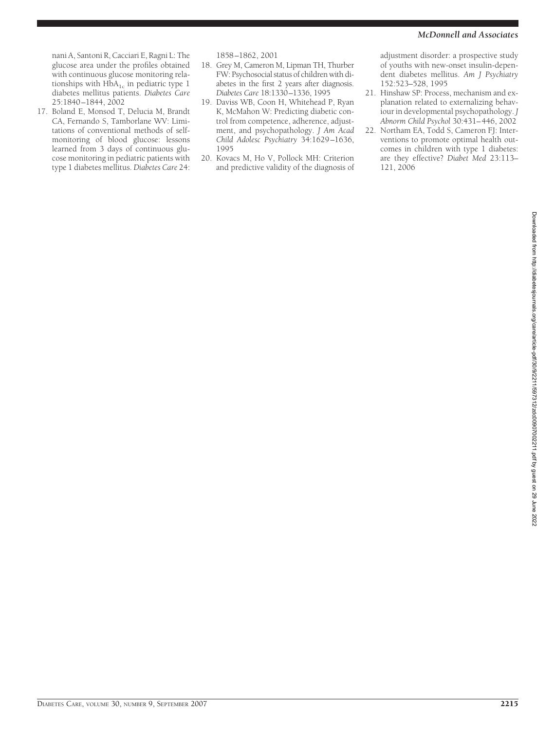nani A, Santoni R, Cacciari E, Ragni L: The glucose area under the profiles obtained with continuous glucose monitoring relationships with $HbA_{1c}$ in pediatric type 1 diabetes mellitus patients. *Diabetes Care* 25:1840–1844, 2002

17. Boland E, Monsod T, Delucia M, Brandt CA, Fernando S, Tamborlane WV: Limitations of conventional methods of self-monitoring of blood glucose: lessons learned from 3 days of continuous glucose monitoring in pediatric patients with type 1 diabetes mellitus. *Diabetes Care* 24:1858–1862, 2001
18. Grey M, Cameron M, Lipman TH, Thurber FW: Psychosocial status of children with diabetes in the first 2 years after diagnosis. *Diabetes Care* 18:1330–1336, 1995
19. Daviss WB, Coon H, Whitehead P, Ryan K, McMahon W: Predicting diabetic control from competence, adherence, adjustment, and psychopathology. *J Am Acad Child Adolesc Psychiatry* 34:1629–1636, 1995
20. Kovacs M, Ho V, Pollock MH: Criterion and predictive validity of the diagnosis of adjustment disorder: a prospective study of youths with new-onset insulin-dependent diabetes mellitus. *Am J Psychiatry* 152:523–528, 1995
21. Hinshaw SP: Process, mechanism and explanation related to externalizing behaviour in developmental psychopathology. *J Abnorm Child Psychol* 30:431–446, 2002
22. Northam EA, Todd S, Cameron FJ: Interventions to promote optimal health outcomes in children with type 1 diabetes: are they effective? *Diabet Med* 23:113–121, 2006